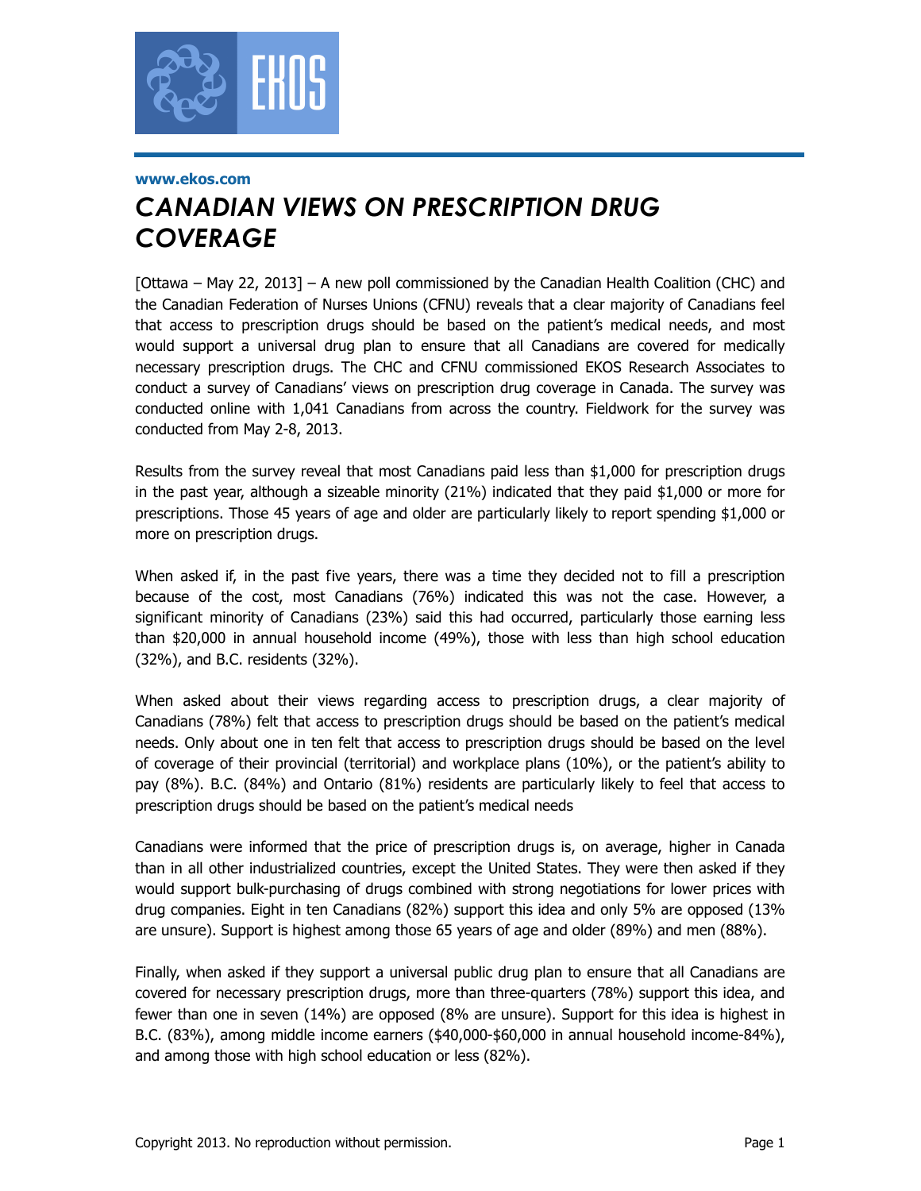www.ekos.com

# *CANADIAN VIEWS ON PRESCRIPTION DRUG COVERAGE*

[Ottawa – May 22, 2013] – A new poll commissioned by the Canadian Health Coalition (CHC) and the Canadian Federation of Nurses Unions (CFNU) reveals that a clear majority of Canadians feel that access to prescription drugs should be based on the patient's medical needs, and most would support a universal drug plan to ensure that all Canadians are covered for medically necessary prescription drugs. The CHC and CFNU commissioned EKOS Research Associates to conduct a survey of Canadians' views on prescription drug coverage in Canada. The survey was conducted online with 1,041 Canadians from across the country. Fieldwork for the survey was conducted from May 2-8, 2013.

Results from the survey reveal that most Canadians paid less than $1,000 for prescription drugs in the past year, although a sizeable minority (21%) indicated that they paid $1,000 or more for prescriptions. Those 45 years of age and older are particularly likely to report spending $1,000 or more on prescription drugs.

When asked if, in the past five years, there was a time they decided not to fill a prescription because of the cost, most Canadians (76%) indicated this was not the case. However, a significant minority of Canadians (23%) said this had occurred, particularly those earning less than $20,000 in annual household income (49%), those with less than high school education (32%), and B.C. residents (32%).

When asked about their views regarding access to prescription drugs, a clear majority of Canadians (78%) felt that access to prescription drugs should be based on the patient's medical needs. Only about one in ten felt that access to prescription drugs should be based on the level of coverage of their provincial (territorial) and workplace plans (10%), or the patient's ability to pay (8%). B.C. (84%) and Ontario (81%) residents are particularly likely to feel that access to prescription drugs should be based on the patient's medical needs

Canadians were informed that the price of prescription drugs is, on average, higher in Canada than in all other industrialized countries, except the United States. They were then asked if they would support bulk-purchasing of drugs combined with strong negotiations for lower prices with drug companies. Eight in ten Canadians (82%) support this idea and only 5% are opposed (13% are unsure). Support is highest among those 65 years of age and older (89%) and men (88%).

Finally, when asked if they support a universal public drug plan to ensure that all Canadians are covered for necessary prescription drugs, more than three-quarters (78%) support this idea, and fewer than one in seven (14%) are opposed (8% are unsure). Support for this idea is highest in B.C. (83%), among middle income earners ($40,000-$60,000 in annual household income-84%), and among those with high school education or less (82%).

Copyright 2013. No reproduction without permission.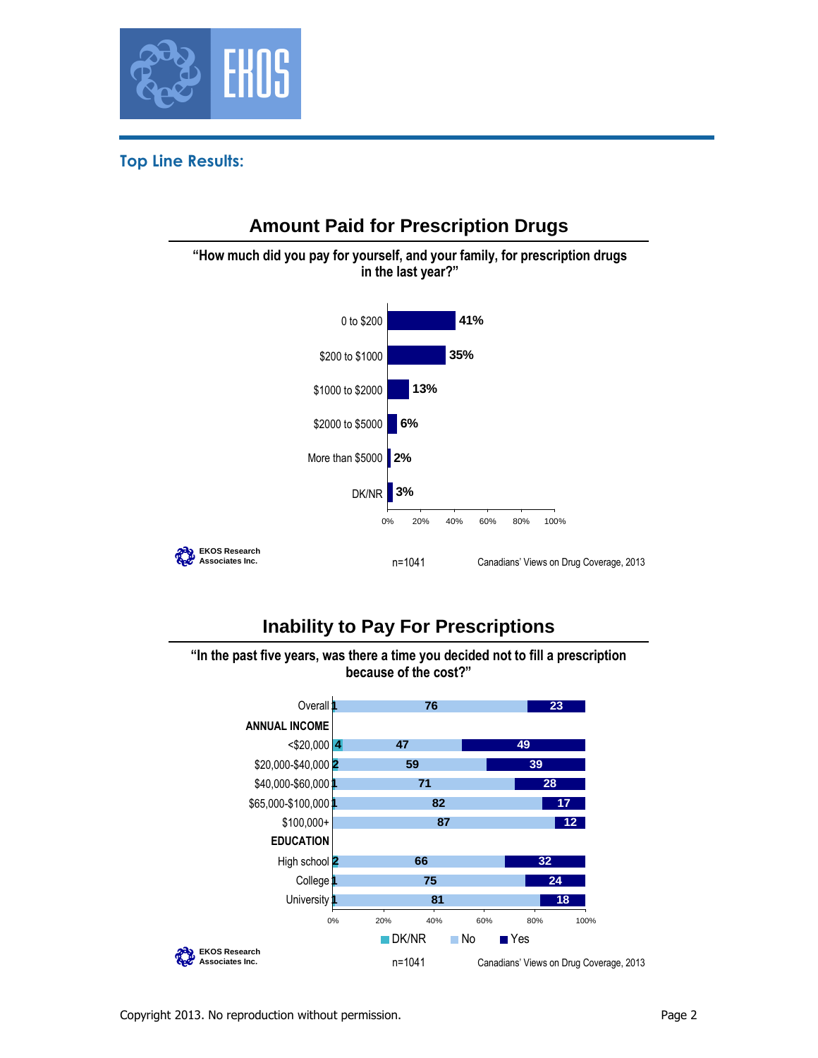## Top Line Results:

### Amount Paid for Prescription Drugs

**"How much did you pay for yourself, and your family, for prescription drugs in the last year?"**

| Amount | % |
|---|---|
| 0 to $200 | 41% |
| $200 to $1000 | 35% |
| $1000 to $2000 | 13% |
| $2000 to $5000 | 6% |
| More than $5000 | 2% |
| DK/NR | 3% |

EKOS Research Associates Inc. n=1041 Canadians' Views on Drug Coverage, 2013

### Inability to Pay For Prescriptions

**"In the past five years, was there a time you decided not to fill a prescription because of the cost?"**

| | DK/NR | No | Yes |
|---|---|---|---|
| Overall | 1 | 76 | 23 |
| **ANNUAL INCOME** | | | |
| <$20,000 | 4 | 47 | 49 |
| $20,000-$40,000 | 2 | 59 | 39 |
| $40,000-$60,000 | 1 | 71 | 28 |
| $65,000-$100,000 | 1 | 82 | 17 |
| $100,000+ | | 87 | 12 |
| **EDUCATION** | | | |
| High school | 2 | 66 | 32 |
| College | 1 | 75 | 24 |
| University | 1 | 81 | 18 |

EKOS Research Associates Inc. n=1041 Canadians' Views on Drug Coverage, 2013

Copyright 2013. No reproduction without permission.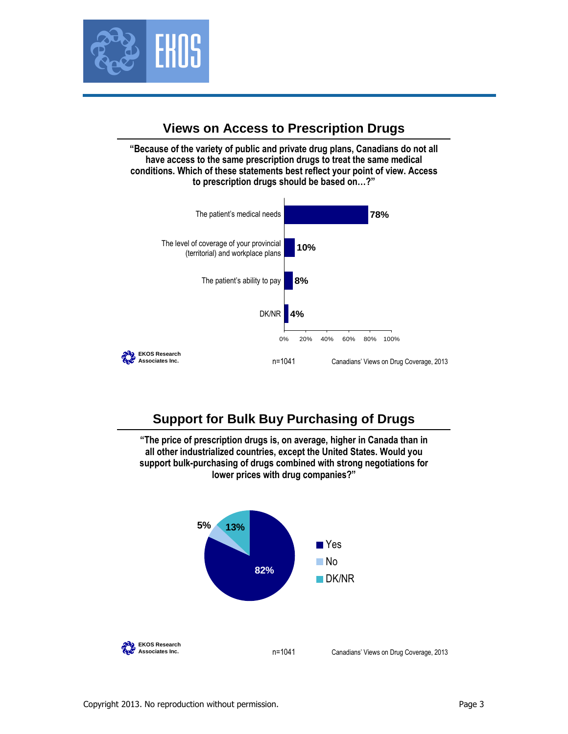## Views on Access to Prescription Drugs

**"Because of the variety of public and private drug plans, Canadians do not all have access to the same prescription drugs to treat the same medical conditions. Which of these statements best reflect your point of view. Access to prescription drugs should be based on…?"**

| Response | % |
| --- | --- |
| The patient's medical needs | 78% |
| The level of coverage of your provincial (territorial) and workplace plans | 10% |
| The patient's ability to pay | 8% |
| DK/NR | 4% |

EKOS Research Associates Inc.

n=1041

Canadians' Views on Drug Coverage, 2013

## Support for Bulk Buy Purchasing of Drugs

**"The price of prescription drugs is, on average, higher in Canada than in all other industrialized countries, except the United States. Would you support bulk-purchasing of drugs combined with strong negotiations for lower prices with drug companies?"**

| Response | % |
| --- | --- |
| Yes | 82% |
| No | 5% |
| DK/NR | 13% |

EKOS Research Associates Inc.

n=1041

Canadians' Views on Drug Coverage, 2013

Copyright 2013. No reproduction without permission.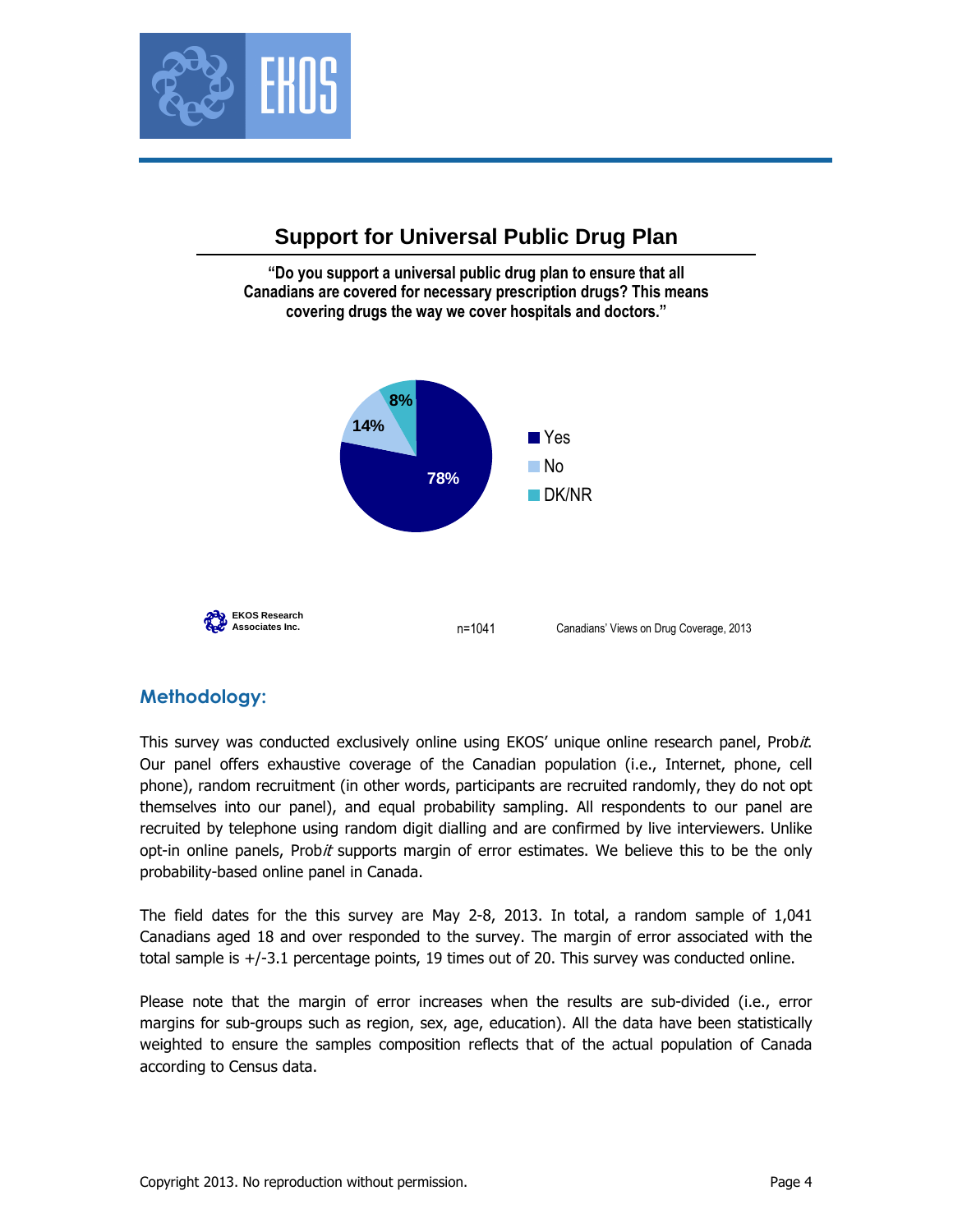## Support for Universal Public Drug Plan

**"Do you support a universal public drug plan to ensure that all Canadians are covered for necessary prescription drugs? This means covering drugs the way we cover hospitals and doctors."**

78%
14%
8%

Yes
No
DK/NR

EKOS Research Associates Inc.

n=1041

Canadians' Views on Drug Coverage, 2013

## Methodology:

This survey was conducted exclusively online using EKOS' unique online research panel, Prob*it*. Our panel offers exhaustive coverage of the Canadian population (i.e., Internet, phone, cell phone), random recruitment (in other words, participants are recruited randomly, they do not opt themselves into our panel), and equal probability sampling. All respondents to our panel are recruited by telephone using random digit dialling and are confirmed by live interviewers. Unlike opt-in online panels, Prob*it* supports margin of error estimates. We believe this to be the only probability-based online panel in Canada.

The field dates for the this survey are May 2-8, 2013. In total, a random sample of 1,041 Canadians aged 18 and over responded to the survey. The margin of error associated with the total sample is +/-3.1 percentage points, 19 times out of 20. This survey was conducted online.

Please note that the margin of error increases when the results are sub-divided (i.e., error margins for sub-groups such as region, sex, age, education). All the data have been statistically weighted to ensure the samples composition reflects that of the actual population of Canada according to Census data.

Copyright 2013. No reproduction without permission.